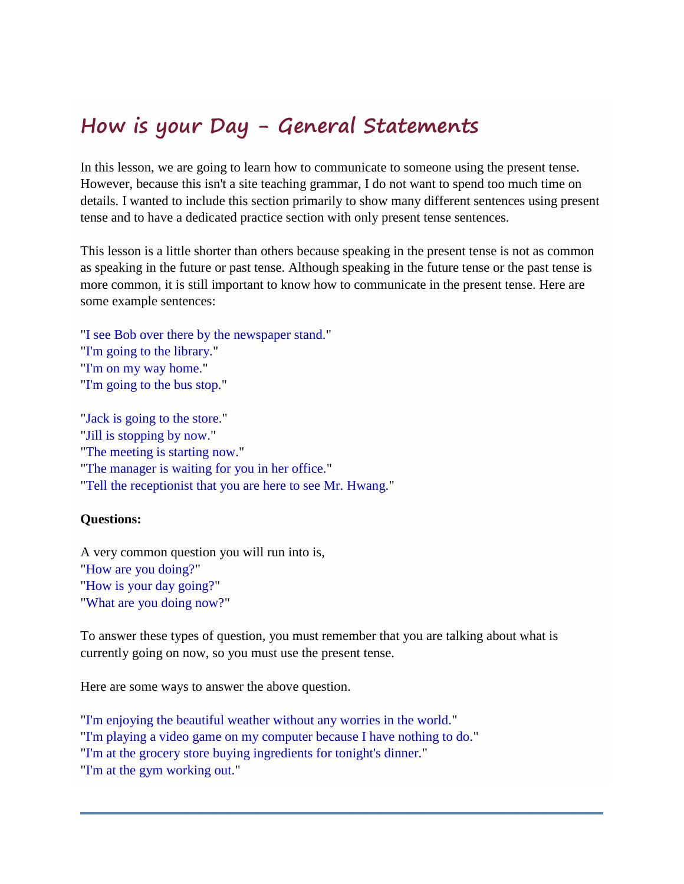# How is your Day - General Statements

In this lesson, we are going to learn how to communicate to someone using the present tense. However, because this isn't a site teaching grammar, I do not want to spend too much time on details. I wanted to include this section primarily to show many different sentences using present tense and to have a dedicated practice section with only present tense sentences.

This lesson is a little shorter than others because speaking in the present tense is not as common as speaking in the future or past tense. Although speaking in the future tense or the past tense is more common, it is still important to know how to communicate in the present tense. Here are some example sentences:

"I see Bob over there by the newspaper stand."
"I'm going to the library."
"I'm on my way home."
"I'm going to the bus stop."

"Jack is going to the store."
"Jill is stopping by now."
"The meeting is starting now."
"The manager is waiting for you in her office."
"Tell the receptionist that you are here to see Mr. Hwang."

**Questions:**

A very common question you will run into is,
"How are you doing?"
"How is your day going?"
"What are you doing now?"

To answer these types of question, you must remember that you are talking about what is currently going on now, so you must use the present tense.

Here are some ways to answer the above question.

"I'm enjoying the beautiful weather without any worries in the world."
"I'm playing a video game on my computer because I have nothing to do."
"I'm at the grocery store buying ingredients for tonight's dinner."
"I'm at the gym working out."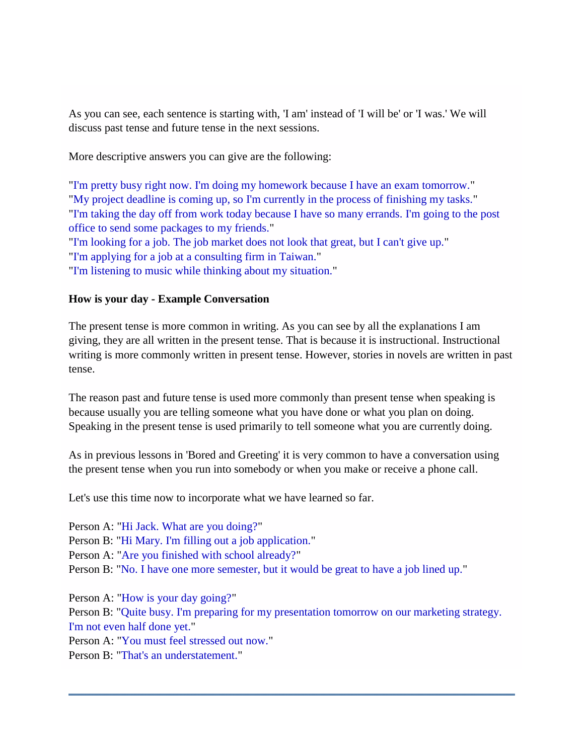As you can see, each sentence is starting with, 'I am' instead of 'I will be' or 'I was.' We will discuss past tense and future tense in the next sessions.

More descriptive answers you can give are the following:

"I'm pretty busy right now. I'm doing my homework because I have an exam tomorrow."
"My project deadline is coming up, so I'm currently in the process of finishing my tasks."
"I'm taking the day off from work today because I have so many errands. I'm going to the post office to send some packages to my friends."
"I'm looking for a job. The job market does not look that great, but I can't give up."
"I'm applying for a job at a consulting firm in Taiwan."
"I'm listening to music while thinking about my situation."

**How is your day - Example Conversation**

The present tense is more common in writing. As you can see by all the explanations I am giving, they are all written in the present tense. That is because it is instructional. Instructional writing is more commonly written in present tense. However, stories in novels are written in past tense.

The reason past and future tense is used more commonly than present tense when speaking is because usually you are telling someone what you have done or what you plan on doing. Speaking in the present tense is used primarily to tell someone what you are currently doing.

As in previous lessons in 'Bored and Greeting' it is very common to have a conversation using the present tense when you run into somebody or when you make or receive a phone call.

Let's use this time now to incorporate what we have learned so far.

Person A: "Hi Jack. What are you doing?"
Person B: "Hi Mary. I'm filling out a job application."
Person A: "Are you finished with school already?"
Person B: "No. I have one more semester, but it would be great to have a job lined up."

Person A: "How is your day going?"
Person B: "Quite busy. I'm preparing for my presentation tomorrow on our marketing strategy. I'm not even half done yet."
Person A: "You must feel stressed out now."
Person B: "That's an understatement."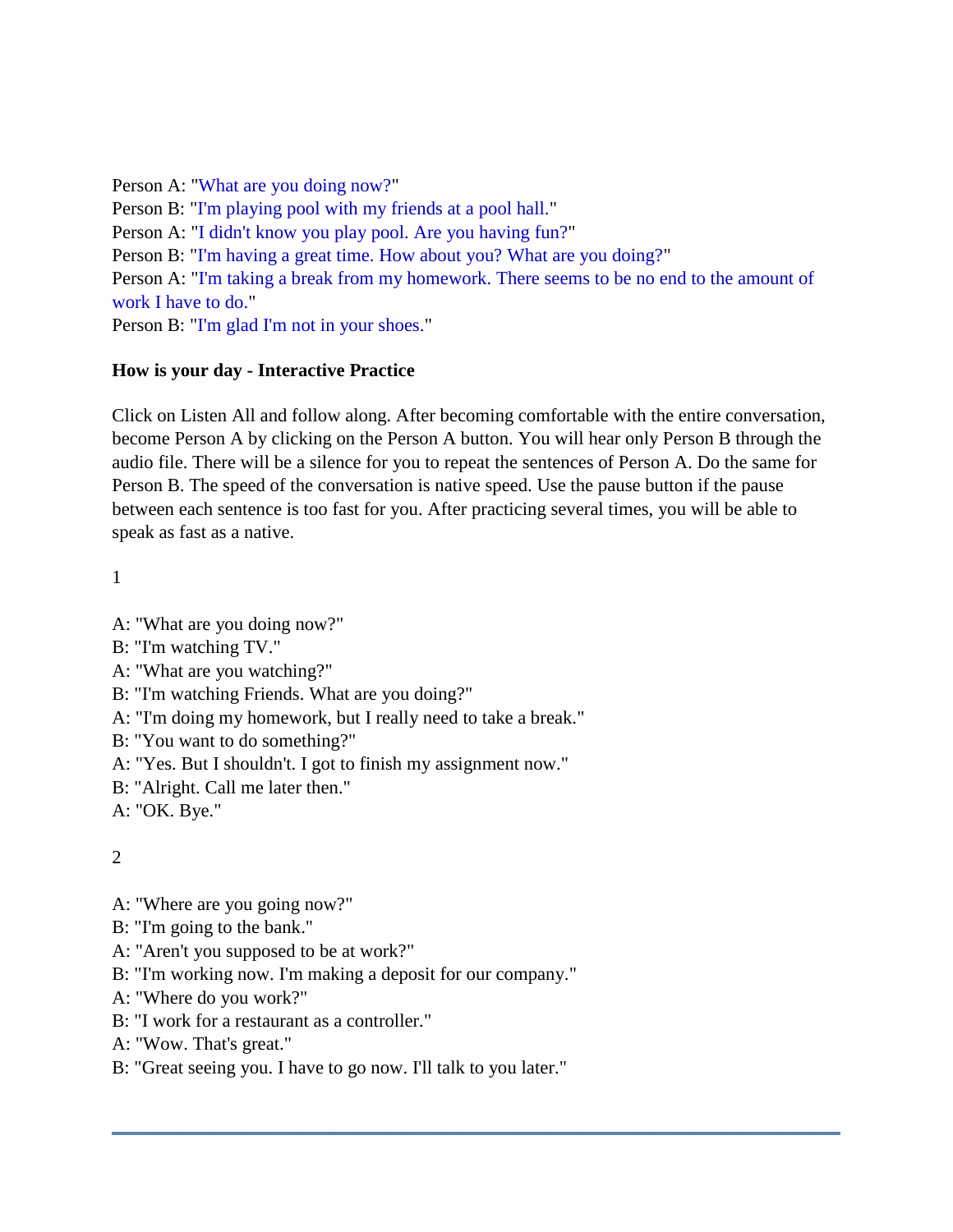Person A: "What are you doing now?"
Person B: "I'm playing pool with my friends at a pool hall."
Person A: "I didn't know you play pool. Are you having fun?"
Person B: "I'm having a great time. How about you? What are you doing?"
Person A: "I'm taking a break from my homework. There seems to be no end to the amount of work I have to do."
Person B: "I'm glad I'm not in your shoes."

**How is your day - Interactive Practice**

Click on Listen All and follow along. After becoming comfortable with the entire conversation, become Person A by clicking on the Person A button. You will hear only Person B through the audio file. There will be a silence for you to repeat the sentences of Person A. Do the same for Person B. The speed of the conversation is native speed. Use the pause button if the pause between each sentence is too fast for you. After practicing several times, you will be able to speak as fast as a native.

1

A: "What are you doing now?"
B: "I'm watching TV."
A: "What are you watching?"
B: "I'm watching Friends. What are you doing?"
A: "I'm doing my homework, but I really need to take a break."
B: "You want to do something?"
A: "Yes. But I shouldn't. I got to finish my assignment now."
B: "Alright. Call me later then."
A: "OK. Bye."

2

A: "Where are you going now?"
B: "I'm going to the bank."
A: "Aren't you supposed to be at work?"
B: "I'm working now. I'm making a deposit for our company."
A: "Where do you work?"
B: "I work for a restaurant as a controller."
A: "Wow. That's great."
B: "Great seeing you. I have to go now. I'll talk to you later."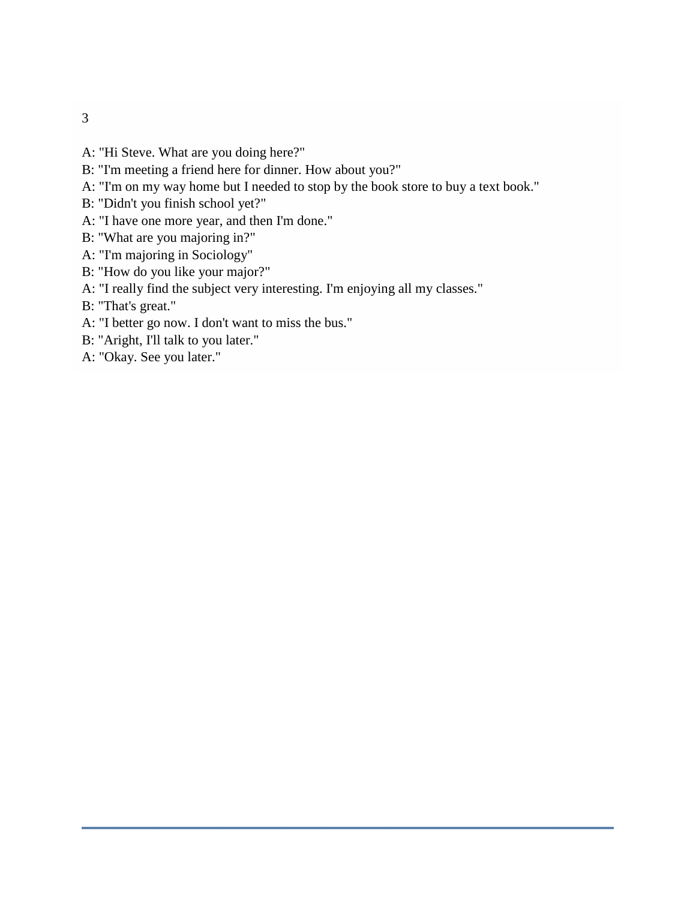3

A: "Hi Steve. What are you doing here?"

B: "I'm meeting a friend here for dinner. How about you?"

A: "I'm on my way home but I needed to stop by the book store to buy a text book."

B: "Didn't you finish school yet?"

A: "I have one more year, and then I'm done."

B: "What are you majoring in?"

A: "I'm majoring in Sociology"

B: "How do you like your major?"

A: "I really find the subject very interesting. I'm enjoying all my classes."

B: "That's great."

A: "I better go now. I don't want to miss the bus."

B: "Aright, I'll talk to you later."

A: "Okay. See you later."